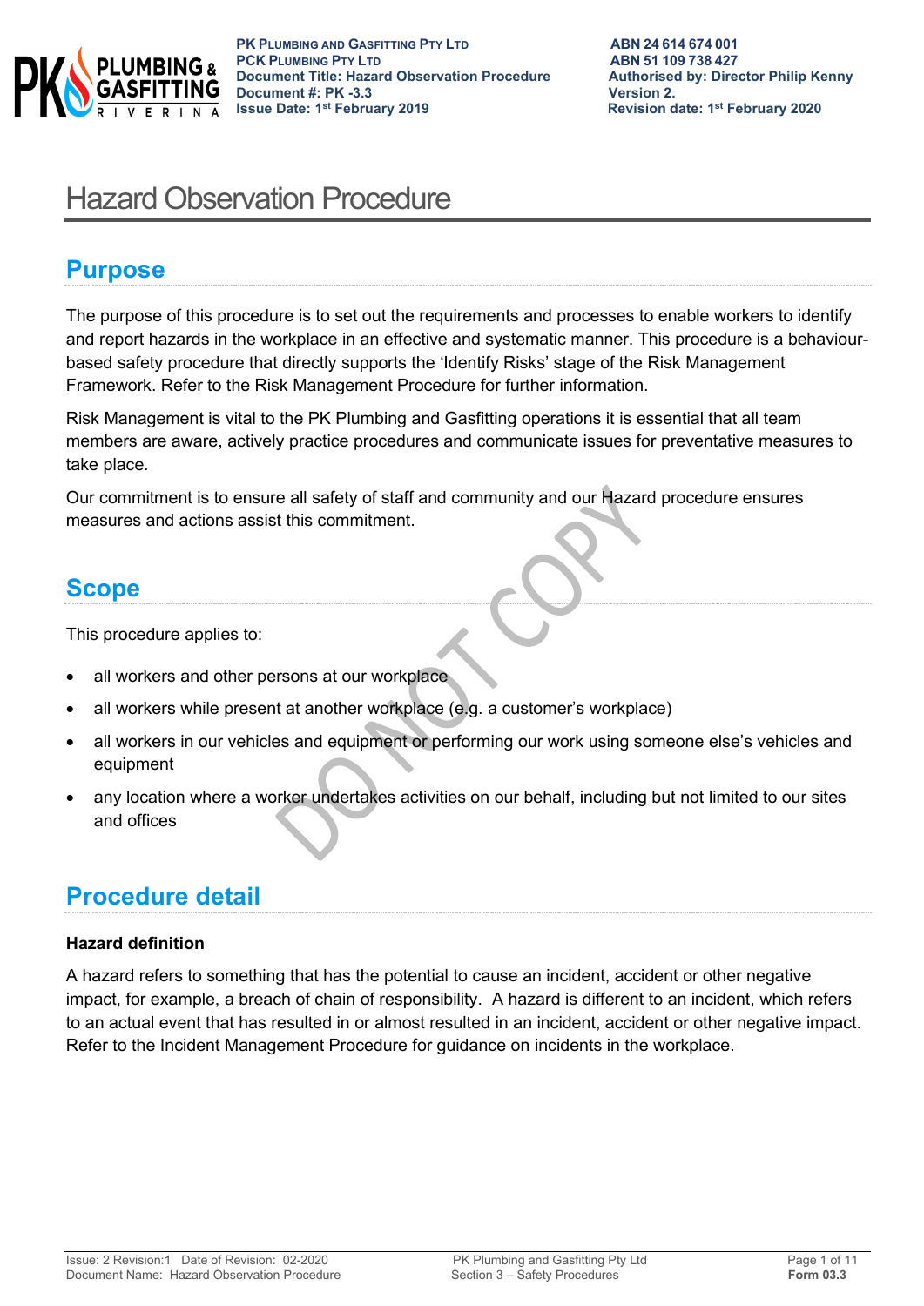# Hazard Observation Procedure

## Purpose

The purpose of this procedure is to set out the requirements and processes to enable workers to identify and report hazards in the workplace in an effective and systematic manner. This procedure is a behaviour-based safety procedure that directly supports the 'Identify Risks' stage of the Risk Management Framework. Refer to the Risk Management Procedure for further information.

Risk Management is vital to the PK Plumbing and Gasfitting operations it is essential that all team members are aware, actively practice procedures and communicate issues for preventative measures to take place.

Our commitment is to ensure all safety of staff and community and our Hazard procedure ensures measures and actions assist this commitment.

## Scope

This procedure applies to:

- all workers and other persons at our workplace
- all workers while present at another workplace (e.g. a customer's workplace)
- all workers in our vehicles and equipment or performing our work using someone else's vehicles and equipment
- any location where a worker undertakes activities on our behalf, including but not limited to our sites and offices

## Procedure detail

### Hazard definition

A hazard refers to something that has the potential to cause an incident, accident or other negative impact, for example, a breach of chain of responsibility. A hazard is different to an incident, which refers to an actual event that has resulted in or almost resulted in an incident, accident or other negative impact. Refer to the Incident Management Procedure for guidance on incidents in the workplace.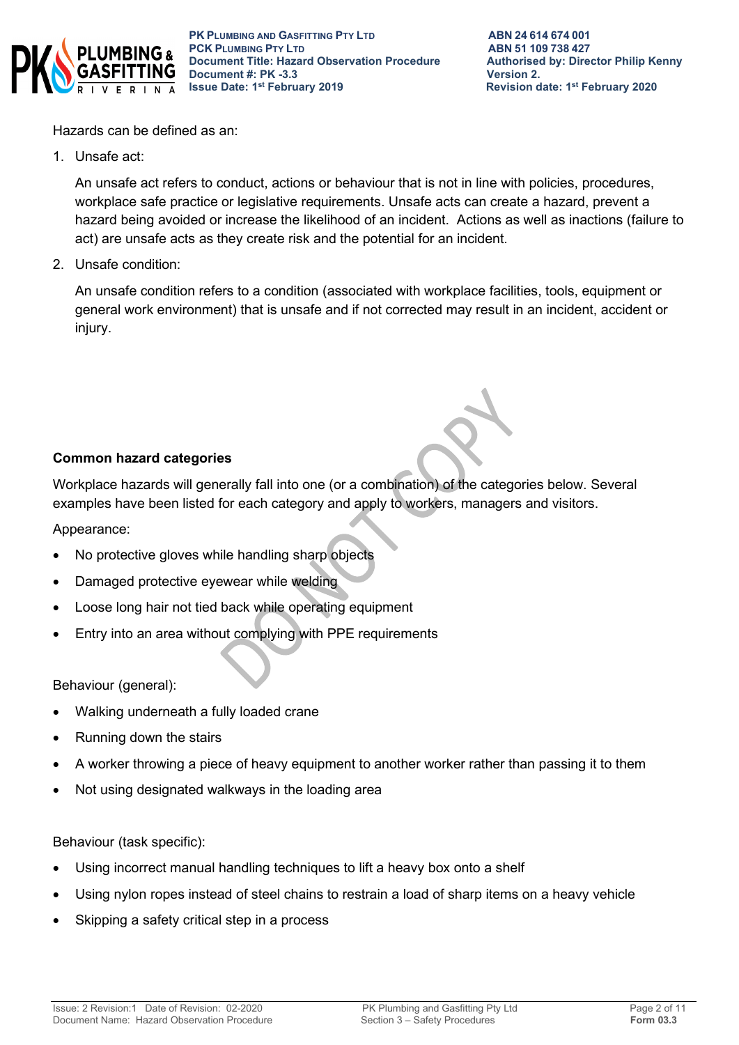Hazards can be defined as an:

1. Unsafe act:

   An unsafe act refers to conduct, actions or behaviour that is not in line with policies, procedures, workplace safe practice or legislative requirements. Unsafe acts can create a hazard, prevent a hazard being avoided or increase the likelihood of an incident. Actions as well as inactions (failure to act) are unsafe acts as they create risk and the potential for an incident.

2. Unsafe condition:

   An unsafe condition refers to a condition (associated with workplace facilities, tools, equipment or general work environment) that is unsafe and if not corrected may result in an incident, accident or injury.

**Common hazard categories**

Workplace hazards will generally fall into one (or a combination) of the categories below. Several examples have been listed for each category and apply to workers, managers and visitors.

Appearance:

- No protective gloves while handling sharp objects
- Damaged protective eyewear while welding
- Loose long hair not tied back while operating equipment
- Entry into an area without complying with PPE requirements

Behaviour (general):

- Walking underneath a fully loaded crane
- Running down the stairs
- A worker throwing a piece of heavy equipment to another worker rather than passing it to them
- Not using designated walkways in the loading area

Behaviour (task specific):

- Using incorrect manual handling techniques to lift a heavy box onto a shelf
- Using nylon ropes instead of steel chains to restrain a load of sharp items on a heavy vehicle
- Skipping a safety critical step in a process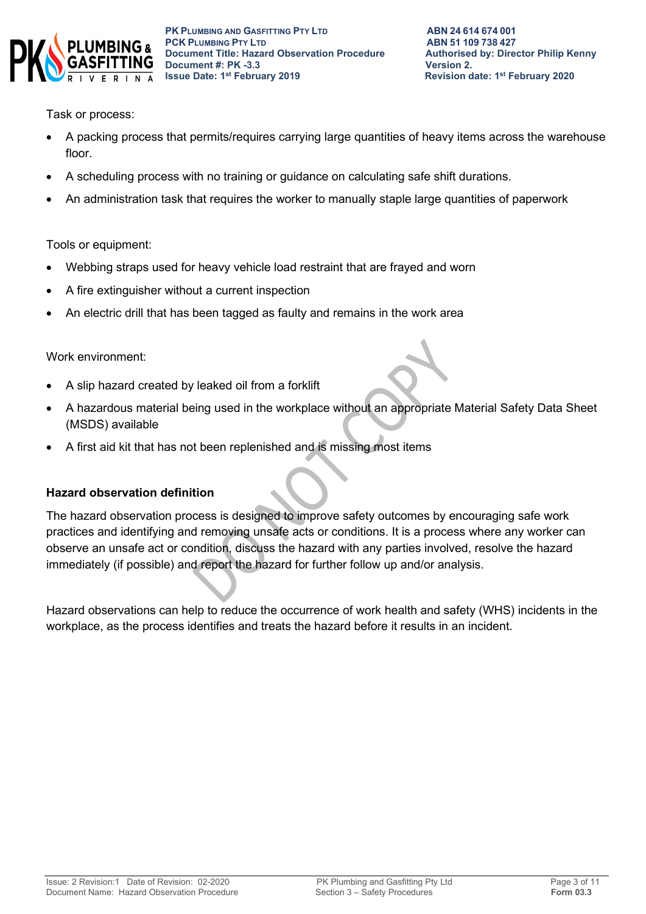Task or process:

- A packing process that permits/requires carrying large quantities of heavy items across the warehouse floor.
- A scheduling process with no training or guidance on calculating safe shift durations.
- An administration task that requires the worker to manually staple large quantities of paperwork

Tools or equipment:

- Webbing straps used for heavy vehicle load restraint that are frayed and worn
- A fire extinguisher without a current inspection
- An electric drill that has been tagged as faulty and remains in the work area

Work environment:

- A slip hazard created by leaked oil from a forklift
- A hazardous material being used in the workplace without an appropriate Material Safety Data Sheet (MSDS) available
- A first aid kit that has not been replenished and is missing most items

**Hazard observation definition**

The hazard observation process is designed to improve safety outcomes by encouraging safe work practices and identifying and removing unsafe acts or conditions. It is a process where any worker can observe an unsafe act or condition, discuss the hazard with any parties involved, resolve the hazard immediately (if possible) and report the hazard for further follow up and/or analysis.

Hazard observations can help to reduce the occurrence of work health and safety (WHS) incidents in the workplace, as the process identifies and treats the hazard before it results in an incident.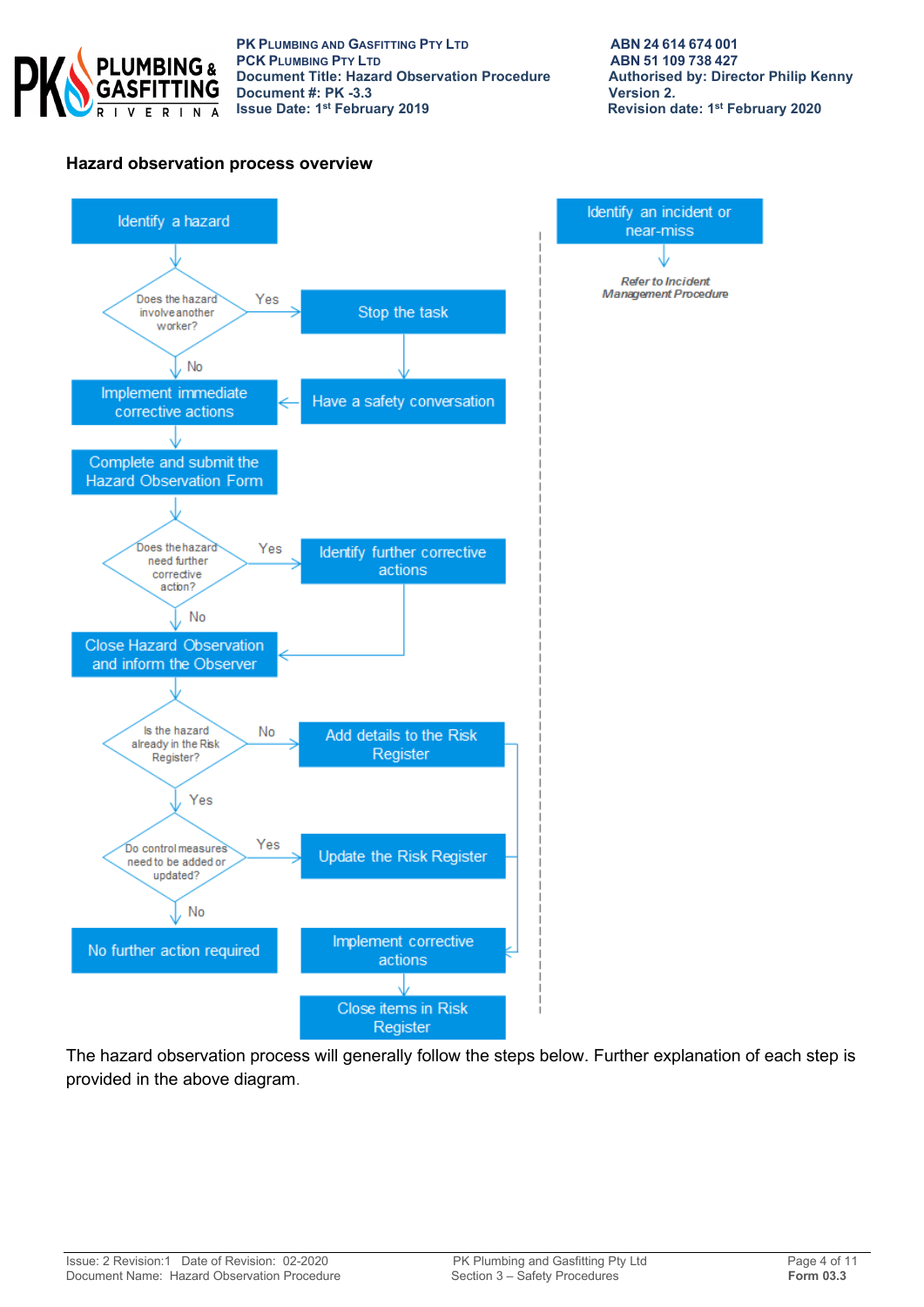PK Plumbing and Gasfitting Pty Ltd
PCK Plumbing Pty Ltd
Document Title: Hazard Observation Procedure
Document #: PK -3.3
Issue Date: 1st February 2019

ABN 24 614 674 001
ABN 51 109 738 427
Authorised by: Director Philip Kenny
Version 2.
Revision date: 1st February 2020

### Hazard observation process overview

Identify a hazard

Does the hazard involve another worker?

Yes

Stop the task

No

Have a safety conversation

Implement immediate corrective actions

Complete and submit the Hazard Observation Form

Does the hazard need further corrective action?

Yes

Identify further corrective actions

No

Close Hazard Observation and inform the Observer

Is the hazard already in the Risk Register?

No

Add details to the Risk Register

Yes

Do control measures need to be added or updated?

Yes

Update the Risk Register

No

No further action required

Implement corrective actions

Close items in Risk Register

Identify an incident or near-miss

*Refer to Incident Management Procedure*

The hazard observation process will generally follow the steps below. Further explanation of each step is provided in the above diagram.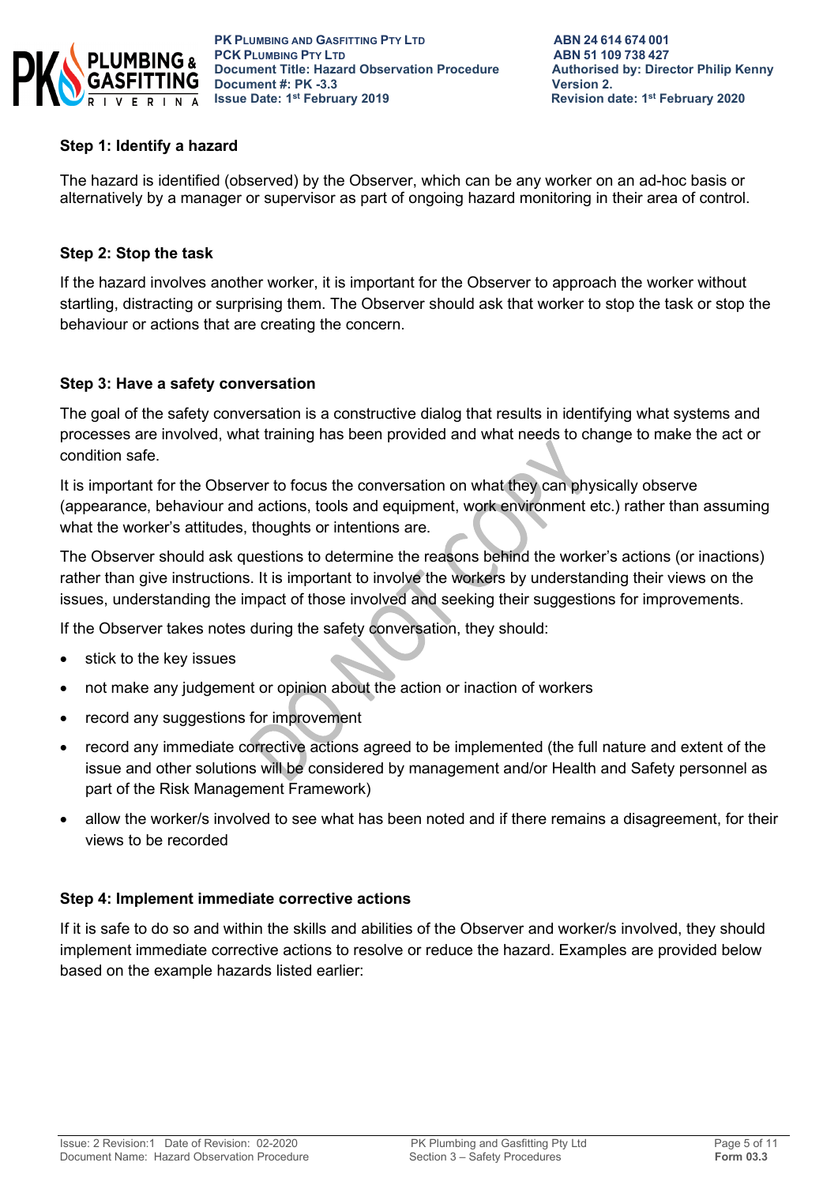### Step 1: Identify a hazard

The hazard is identified (observed) by the Observer, which can be any worker on an ad-hoc basis or alternatively by a manager or supervisor as part of ongoing hazard monitoring in their area of control.

### Step 2: Stop the task

If the hazard involves another worker, it is important for the Observer to approach the worker without startling, distracting or surprising them. The Observer should ask that worker to stop the task or stop the behaviour or actions that are creating the concern.

### Step 3: Have a safety conversation

The goal of the safety conversation is a constructive dialog that results in identifying what systems and processes are involved, what training has been provided and what needs to change to make the act or condition safe.

It is important for the Observer to focus the conversation on what they can physically observe (appearance, behaviour and actions, tools and equipment, work environment etc.) rather than assuming what the worker's attitudes, thoughts or intentions are.

The Observer should ask questions to determine the reasons behind the worker's actions (or inactions) rather than give instructions. It is important to involve the workers by understanding their views on the issues, understanding the impact of those involved and seeking their suggestions for improvements.

If the Observer takes notes during the safety conversation, they should:

- stick to the key issues
- not make any judgement or opinion about the action or inaction of workers
- record any suggestions for improvement
- record any immediate corrective actions agreed to be implemented (the full nature and extent of the issue and other solutions will be considered by management and/or Health and Safety personnel as part of the Risk Management Framework)
- allow the worker/s involved to see what has been noted and if there remains a disagreement, for their views to be recorded

### Step 4: Implement immediate corrective actions

If it is safe to do so and within the skills and abilities of the Observer and worker/s involved, they should implement immediate corrective actions to resolve or reduce the hazard. Examples are provided below based on the example hazards listed earlier: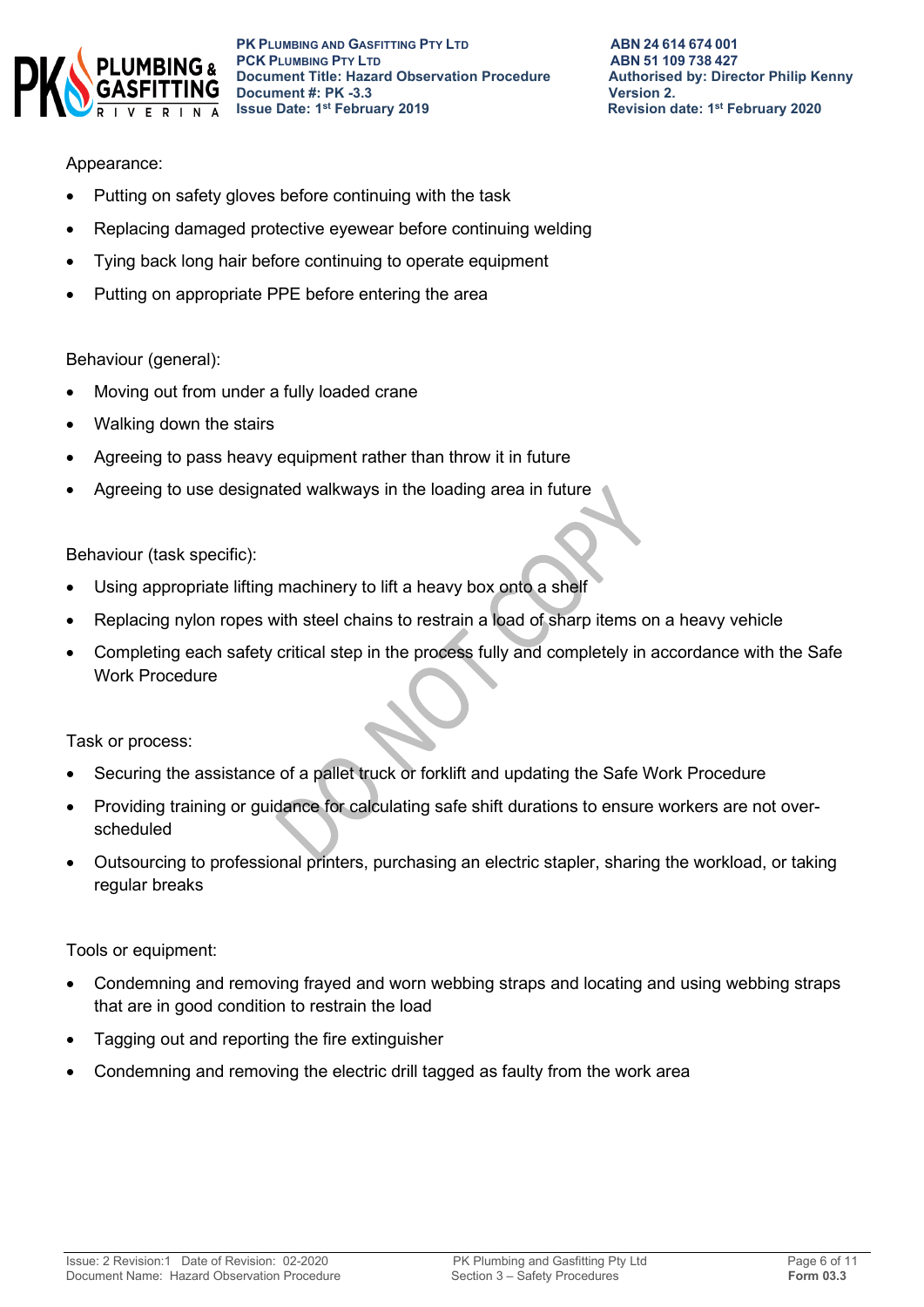Appearance:

- Putting on safety gloves before continuing with the task
- Replacing damaged protective eyewear before continuing welding
- Tying back long hair before continuing to operate equipment
- Putting on appropriate PPE before entering the area

Behaviour (general):

- Moving out from under a fully loaded crane
- Walking down the stairs
- Agreeing to pass heavy equipment rather than throw it in future
- Agreeing to use designated walkways in the loading area in future

Behaviour (task specific):

- Using appropriate lifting machinery to lift a heavy box onto a shelf
- Replacing nylon ropes with steel chains to restrain a load of sharp items on a heavy vehicle
- Completing each safety critical step in the process fully and completely in accordance with the Safe Work Procedure

Task or process:

- Securing the assistance of a pallet truck or forklift and updating the Safe Work Procedure
- Providing training or guidance for calculating safe shift durations to ensure workers are not over-scheduled
- Outsourcing to professional printers, purchasing an electric stapler, sharing the workload, or taking regular breaks

Tools or equipment:

- Condemning and removing frayed and worn webbing straps and locating and using webbing straps that are in good condition to restrain the load
- Tagging out and reporting the fire extinguisher
- Condemning and removing the electric drill tagged as faulty from the work area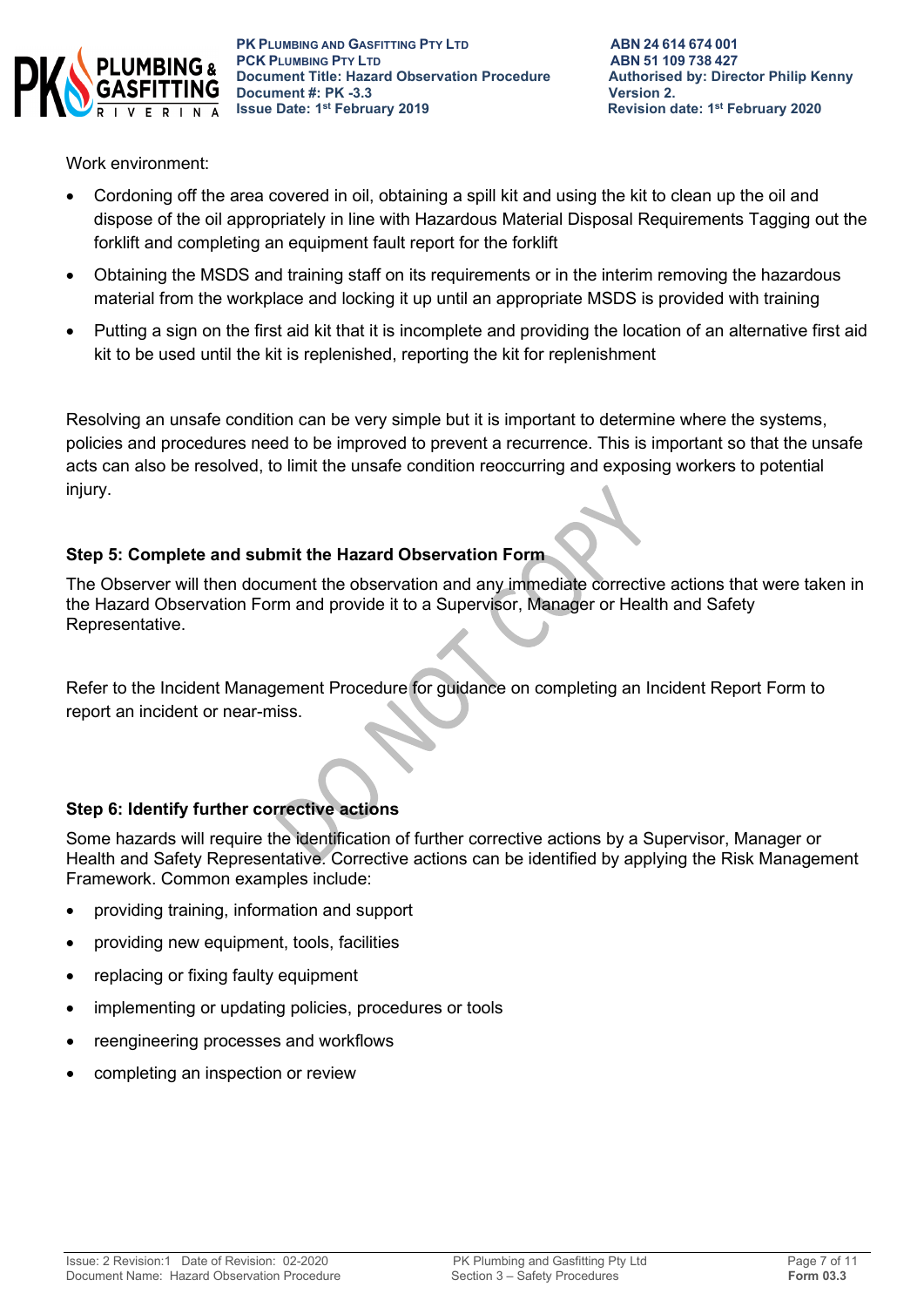Work environment:

- Cordoning off the area covered in oil, obtaining a spill kit and using the kit to clean up the oil and dispose of the oil appropriately in line with Hazardous Material Disposal Requirements Tagging out the forklift and completing an equipment fault report for the forklift
- Obtaining the MSDS and training staff on its requirements or in the interim removing the hazardous material from the workplace and locking it up until an appropriate MSDS is provided with training
- Putting a sign on the first aid kit that it is incomplete and providing the location of an alternative first aid kit to be used until the kit is replenished, reporting the kit for replenishment

Resolving an unsafe condition can be very simple but it is important to determine where the systems, policies and procedures need to be improved to prevent a recurrence. This is important so that the unsafe acts can also be resolved, to limit the unsafe condition reoccurring and exposing workers to potential injury.

### Step 5: Complete and submit the Hazard Observation Form

The Observer will then document the observation and any immediate corrective actions that were taken in the Hazard Observation Form and provide it to a Supervisor, Manager or Health and Safety Representative.

Refer to the Incident Management Procedure for guidance on completing an Incident Report Form to report an incident or near-miss.

### Step 6: Identify further corrective actions

Some hazards will require the identification of further corrective actions by a Supervisor, Manager or Health and Safety Representative. Corrective actions can be identified by applying the Risk Management Framework. Common examples include:

- providing training, information and support
- providing new equipment, tools, facilities
- replacing or fixing faulty equipment
- implementing or updating policies, procedures or tools
- reengineering processes and workflows
- completing an inspection or review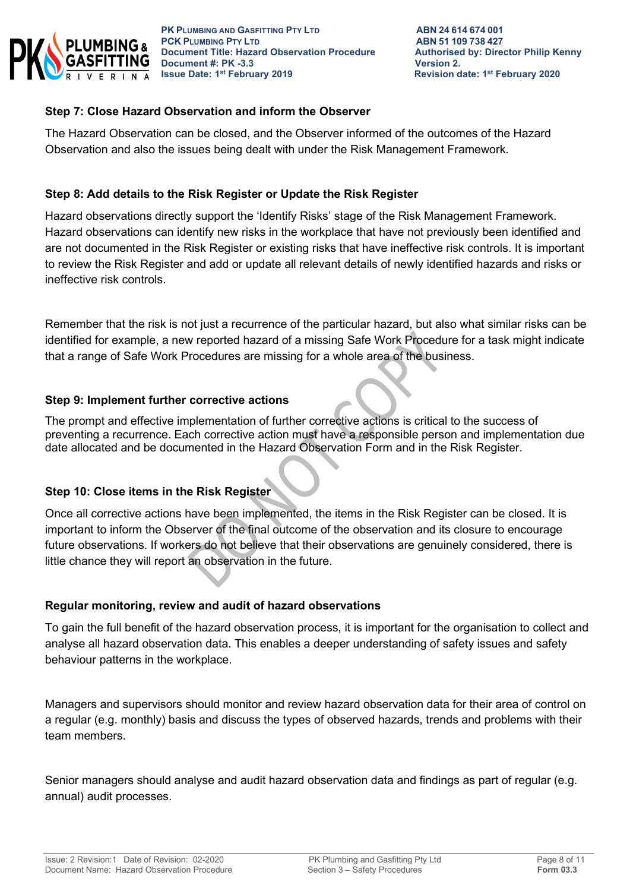**Step 7: Close Hazard Observation and inform the Observer**

The Hazard Observation can be closed, and the Observer informed of the outcomes of the Hazard Observation and also the issues being dealt with under the Risk Management Framework.

**Step 8: Add details to the Risk Register or Update the Risk Register**

Hazard observations directly support the 'Identify Risks' stage of the Risk Management Framework. Hazard observations can identify new risks in the workplace that have not previously been identified and are not documented in the Risk Register or existing risks that have ineffective risk controls. It is important to review the Risk Register and add or update all relevant details of newly identified hazards and risks or ineffective risk controls.

Remember that the risk is not just a recurrence of the particular hazard, but also what similar risks can be identified for example, a new reported hazard of a missing Safe Work Procedure for a task might indicate that a range of Safe Work Procedures are missing for a whole area of the business.

**Step 9: Implement further corrective actions**

The prompt and effective implementation of further corrective actions is critical to the success of preventing a recurrence. Each corrective action must have a responsible person and implementation due date allocated and be documented in the Hazard Observation Form and in the Risk Register.

**Step 10: Close items in the Risk Register**

Once all corrective actions have been implemented, the items in the Risk Register can be closed. It is important to inform the Observer of the final outcome of the observation and its closure to encourage future observations. If workers do not believe that their observations are genuinely considered, there is little chance they will report an observation in the future.

**Regular monitoring, review and audit of hazard observations**

To gain the full benefit of the hazard observation process, it is important for the organisation to collect and analyse all hazard observation data. This enables a deeper understanding of safety issues and safety behaviour patterns in the workplace.

Managers and supervisors should monitor and review hazard observation data for their area of control on a regular (e.g. monthly) basis and discuss the types of observed hazards, trends and problems with their team members.

Senior managers should analyse and audit hazard observation data and findings as part of regular (e.g. annual) audit processes.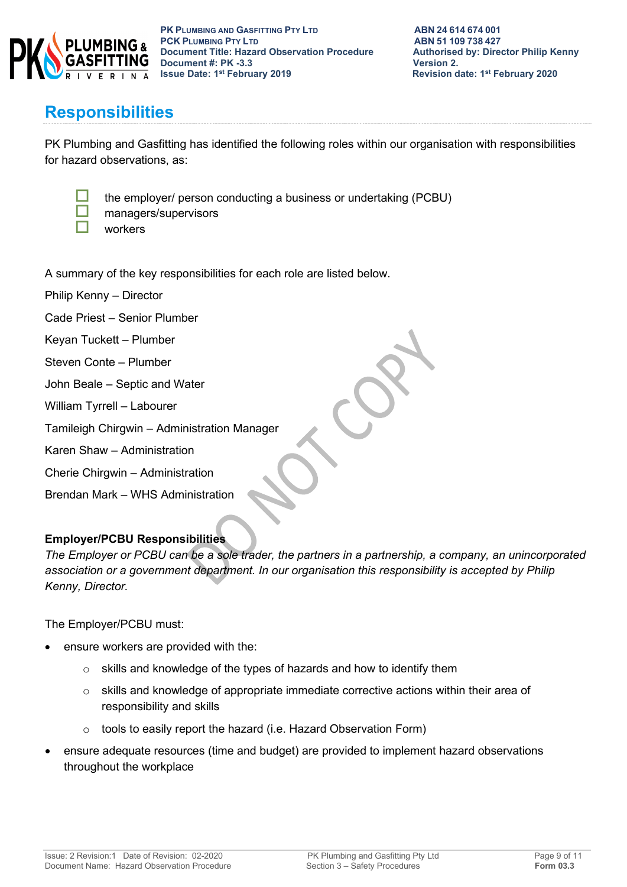## Responsibilities

PK Plumbing and Gasfitting has identified the following roles within our organisation with responsibilities for hazard observations, as:

- ☐ the employer/ person conducting a business or undertaking (PCBU)
- ☐ managers/supervisors
- ☐ workers

A summary of the key responsibilities for each role are listed below.

Philip Kenny – Director

Cade Priest – Senior Plumber

Keyan Tuckett – Plumber

Steven Conte – Plumber

John Beale – Septic and Water

William Tyrrell – Labourer

Tamileigh Chirgwin – Administration Manager

Karen Shaw – Administration

Cherie Chirgwin – Administration

Brendan Mark – WHS Administration

**Employer/PCBU Responsibilities**

*The Employer or PCBU can be a sole trader, the partners in a partnership, a company, an unincorporated association or a government department. In our organisation this responsibility is accepted by Philip Kenny, Director.*

The Employer/PCBU must:

- ensure workers are provided with the:
  - skills and knowledge of the types of hazards and how to identify them
  - skills and knowledge of appropriate immediate corrective actions within their area of responsibility and skills
  - tools to easily report the hazard (i.e. Hazard Observation Form)
- ensure adequate resources (time and budget) are provided to implement hazard observations throughout the workplace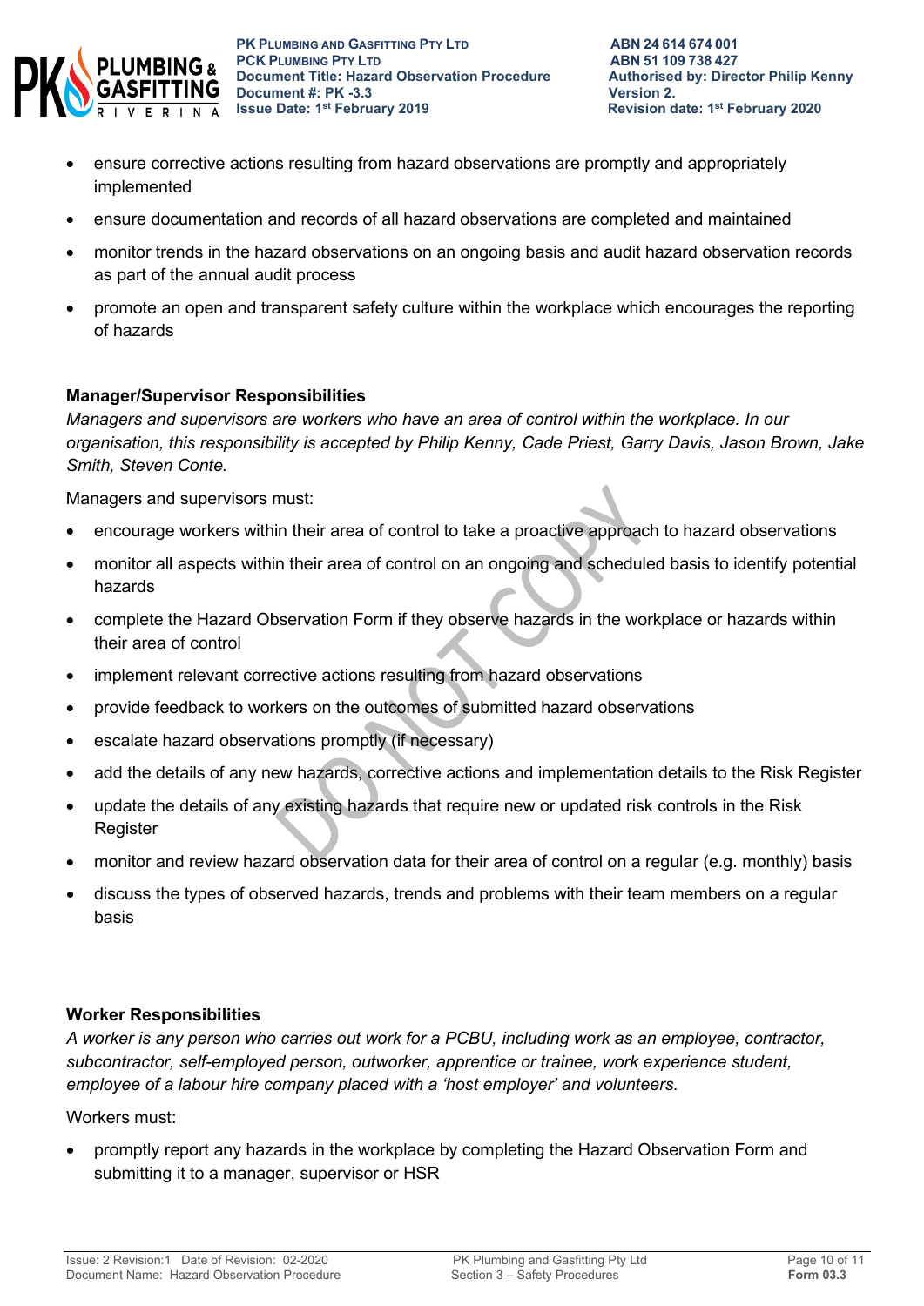- ensure corrective actions resulting from hazard observations are promptly and appropriately implemented
- ensure documentation and records of all hazard observations are completed and maintained
- monitor trends in the hazard observations on an ongoing basis and audit hazard observation records as part of the annual audit process
- promote an open and transparent safety culture within the workplace which encourages the reporting of hazards

**Manager/Supervisor Responsibilities**

*Managers and supervisors are workers who have an area of control within the workplace. In our organisation, this responsibility is accepted by Philip Kenny, Cade Priest, Garry Davis, Jason Brown, Jake Smith, Steven Conte.*

Managers and supervisors must:

- encourage workers within their area of control to take a proactive approach to hazard observations
- monitor all aspects within their area of control on an ongoing and scheduled basis to identify potential hazards
- complete the Hazard Observation Form if they observe hazards in the workplace or hazards within their area of control
- implement relevant corrective actions resulting from hazard observations
- provide feedback to workers on the outcomes of submitted hazard observations
- escalate hazard observations promptly (if necessary)
- add the details of any new hazards, corrective actions and implementation details to the Risk Register
- update the details of any existing hazards that require new or updated risk controls in the Risk Register
- monitor and review hazard observation data for their area of control on a regular (e.g. monthly) basis
- discuss the types of observed hazards, trends and problems with their team members on a regular basis

**Worker Responsibilities**

*A worker is any person who carries out work for a PCBU, including work as an employee, contractor, subcontractor, self-employed person, outworker, apprentice or trainee, work experience student, employee of a labour hire company placed with a 'host employer' and volunteers.*

Workers must:

- promptly report any hazards in the workplace by completing the Hazard Observation Form and submitting it to a manager, supervisor or HSR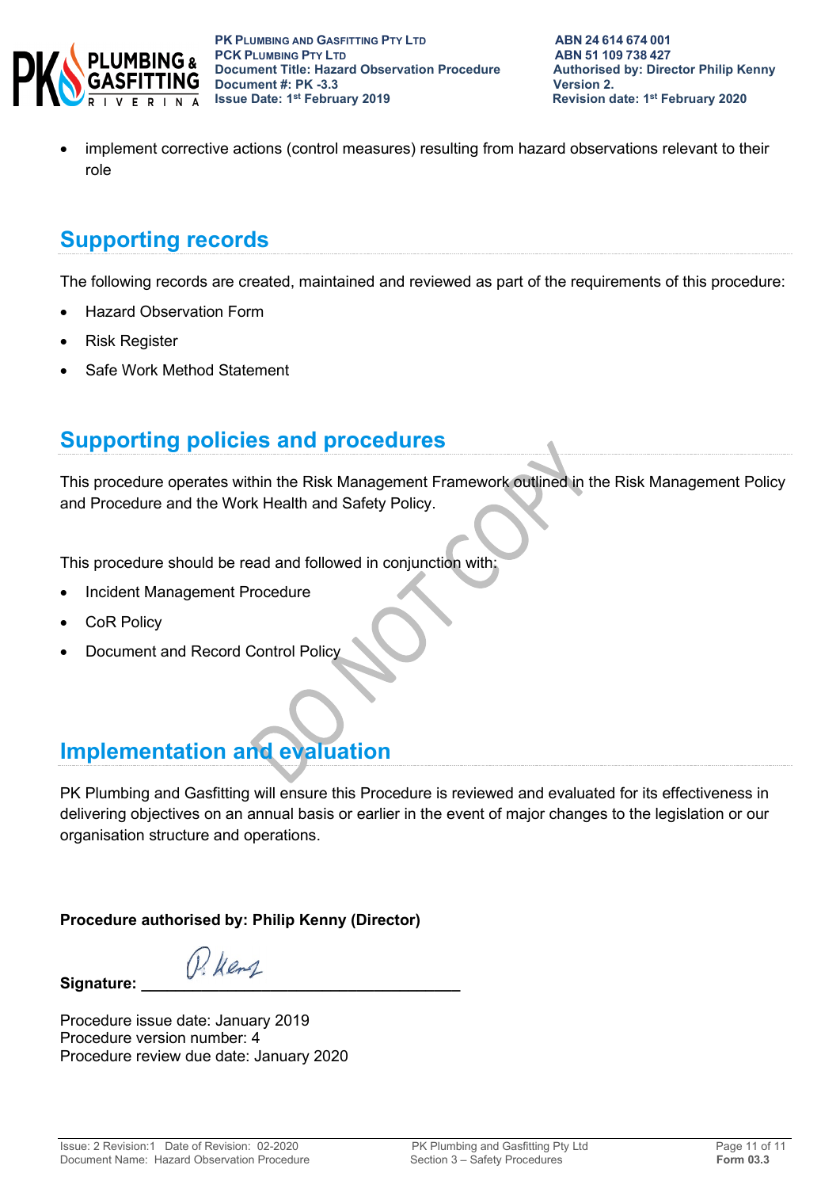- implement corrective actions (control measures) resulting from hazard observations relevant to their role

## Supporting records

The following records are created, maintained and reviewed as part of the requirements of this procedure:

- Hazard Observation Form
- Risk Register
- Safe Work Method Statement

## Supporting policies and procedures

This procedure operates within the Risk Management Framework outlined in the Risk Management Policy and Procedure and the Work Health and Safety Policy.

This procedure should be read and followed in conjunction with:

- Incident Management Procedure
- CoR Policy
- Document and Record Control Policy

## Implementation and evaluation

PK Plumbing and Gasfitting will ensure this Procedure is reviewed and evaluated for its effectiveness in delivering objectives on an annual basis or earlier in the event of major changes to the legislation or our organisation structure and operations.

**Procedure authorised by: Philip Kenny (Director)**

**Signature:** ______________________________________

Procedure issue date: January 2019
Procedure version number: 4
Procedure review due date: January 2020